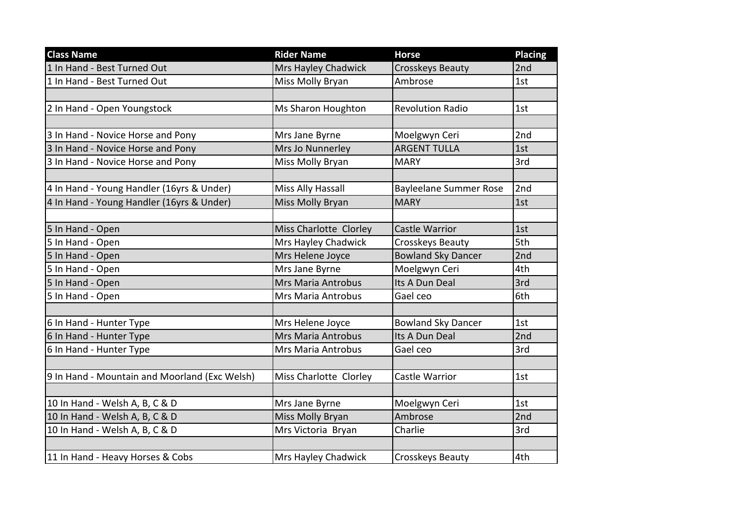| Class Name | Rider Name | Horse | Placing |
|---|---|---|---|
| 1 In Hand - Best Turned Out | Mrs Hayley Chadwick | Crosskeys Beauty | 2nd |
| 1 In Hand - Best Turned Out | Miss Molly Bryan | Ambrose | 1st |
| | | | |
| 2 In Hand - Open Youngstock | Ms Sharon Houghton | Revolution Radio | 1st |
| | | | |
| 3 In Hand - Novice Horse and Pony | Mrs Jane Byrne | Moelgwyn Ceri | 2nd |
| 3 In Hand - Novice Horse and Pony | Mrs Jo Nunnerley | ARGENT TULLA | 1st |
| 3 In Hand - Novice Horse and Pony | Miss Molly Bryan | MARY | 3rd |
| | | | |
| 4 In Hand - Young Handler (16yrs & Under) | Miss Ally Hassall | Bayleelane Summer Rose | 2nd |
| 4 In Hand - Young Handler (16yrs & Under) | Miss Molly Bryan | MARY | 1st |
| | | | |
| 5 In Hand - Open | Miss Charlotte Clorley | Castle Warrior | 1st |
| 5 In Hand - Open | Mrs Hayley Chadwick | Crosskeys Beauty | 5th |
| 5 In Hand - Open | Mrs Helene Joyce | Bowland Sky Dancer | 2nd |
| 5 In Hand - Open | Mrs Jane Byrne | Moelgwyn Ceri | 4th |
| 5 In Hand - Open | Mrs Maria Antrobus | Its A Dun Deal | 3rd |
| 5 In Hand - Open | Mrs Maria Antrobus | Gael ceo | 6th |
| | | | |
| 6 In Hand - Hunter Type | Mrs Helene Joyce | Bowland Sky Dancer | 1st |
| 6 In Hand - Hunter Type | Mrs Maria Antrobus | Its A Dun Deal | 2nd |
| 6 In Hand - Hunter Type | Mrs Maria Antrobus | Gael ceo | 3rd |
| | | | |
| 9 In Hand - Mountain and Moorland (Exc Welsh) | Miss Charlotte Clorley | Castle Warrior | 1st |
| | | | |
| 10 In Hand - Welsh A, B, C & D | Mrs Jane Byrne | Moelgwyn Ceri | 1st |
| 10 In Hand - Welsh A, B, C & D | Miss Molly Bryan | Ambrose | 2nd |
| 10 In Hand - Welsh A, B, C & D | Mrs Victoria Bryan | Charlie | 3rd |
| | | | |
| 11 In Hand - Heavy Horses & Cobs | Mrs Hayley Chadwick | Crosskeys Beauty | 4th |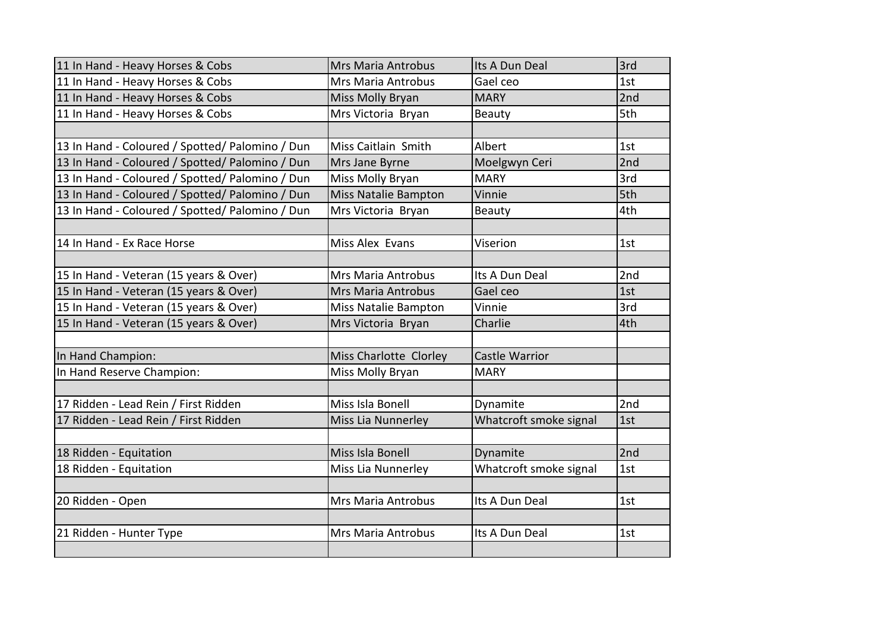| | | | |
|---|---|---|---|
| 11 In Hand - Heavy Horses & Cobs | Mrs Maria Antrobus | Its A Dun Deal | 3rd |
| 11 In Hand - Heavy Horses & Cobs | Mrs Maria Antrobus | Gael ceo | 1st |
| 11 In Hand - Heavy Horses & Cobs | Miss Molly Bryan | MARY | 2nd |
| 11 In Hand - Heavy Horses & Cobs | Mrs Victoria Bryan | Beauty | 5th |
| | | | |
| 13 In Hand - Coloured / Spotted/ Palomino / Dun | Miss Caitlain Smith | Albert | 1st |
| 13 In Hand - Coloured / Spotted/ Palomino / Dun | Mrs Jane Byrne | Moelgwyn Ceri | 2nd |
| 13 In Hand - Coloured / Spotted/ Palomino / Dun | Miss Molly Bryan | MARY | 3rd |
| 13 In Hand - Coloured / Spotted/ Palomino / Dun | Miss Natalie Bampton | Vinnie | 5th |
| 13 In Hand - Coloured / Spotted/ Palomino / Dun | Mrs Victoria Bryan | Beauty | 4th |
| | | | |
| 14 In Hand - Ex Race Horse | Miss Alex Evans | Viserion | 1st |
| | | | |
| 15 In Hand - Veteran (15 years & Over) | Mrs Maria Antrobus | Its A Dun Deal | 2nd |
| 15 In Hand - Veteran (15 years & Over) | Mrs Maria Antrobus | Gael ceo | 1st |
| 15 In Hand - Veteran (15 years & Over) | Miss Natalie Bampton | Vinnie | 3rd |
| 15 In Hand - Veteran (15 years & Over) | Mrs Victoria Bryan | Charlie | 4th |
| | | | |
| In Hand Champion: | Miss Charlotte Clorley | Castle Warrior | |
| In Hand Reserve Champion: | Miss Molly Bryan | MARY | |
| | | | |
| 17 Ridden - Lead Rein / First Ridden | Miss Isla Bonell | Dynamite | 2nd |
| 17 Ridden - Lead Rein / First Ridden | Miss Lia Nunnerley | Whatcroft smoke signal | 1st |
| | | | |
| 18 Ridden - Equitation | Miss Isla Bonell | Dynamite | 2nd |
| 18 Ridden - Equitation | Miss Lia Nunnerley | Whatcroft smoke signal | 1st |
| | | | |
| 20 Ridden - Open | Mrs Maria Antrobus | Its A Dun Deal | 1st |
| | | | |
| 21 Ridden - Hunter Type | Mrs Maria Antrobus | Its A Dun Deal | 1st |
| | | | |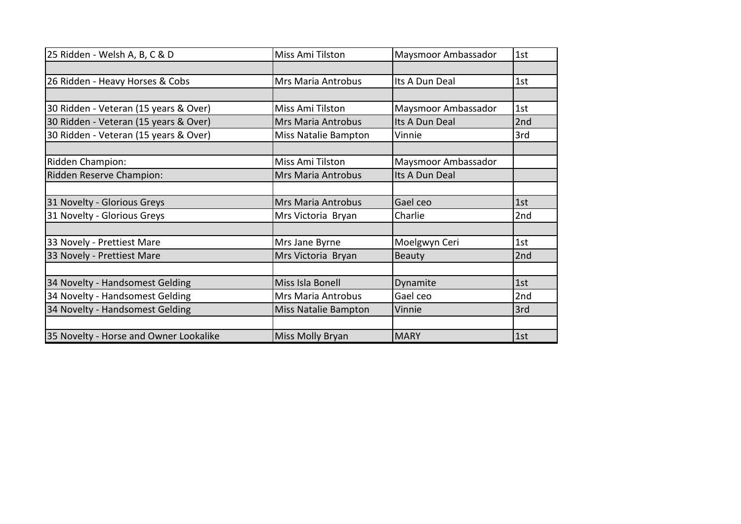| | | | |
|---|---|---|---|
| 25 Ridden - Welsh A, B, C & D | Miss Ami Tilston | Maysmoor Ambassador | 1st |
| | | | |
| 26 Ridden - Heavy Horses & Cobs | Mrs Maria Antrobus | Its A Dun Deal | 1st |
| | | | |
| 30 Ridden - Veteran (15 years & Over) | Miss Ami Tilston | Maysmoor Ambassador | 1st |
| 30 Ridden - Veteran (15 years & Over) | Mrs Maria Antrobus | Its A Dun Deal | 2nd |
| 30 Ridden - Veteran (15 years & Over) | Miss Natalie Bampton | Vinnie | 3rd |
| | | | |
| Ridden Champion: | Miss Ami Tilston | Maysmoor Ambassador | |
| Ridden Reserve Champion: | Mrs Maria Antrobus | Its A Dun Deal | |
| | | | |
| 31 Novelty - Glorious Greys | Mrs Maria Antrobus | Gael ceo | 1st |
| 31 Novelty - Glorious Greys | Mrs Victoria Bryan | Charlie | 2nd |
| | | | |
| 33 Novely - Prettiest Mare | Mrs Jane Byrne | Moelgwyn Ceri | 1st |
| 33 Novely - Prettiest Mare | Mrs Victoria Bryan | Beauty | 2nd |
| | | | |
| 34 Novelty - Handsomest Gelding | Miss Isla Bonell | Dynamite | 1st |
| 34 Novelty - Handsomest Gelding | Mrs Maria Antrobus | Gael ceo | 2nd |
| 34 Novelty - Handsomest Gelding | Miss Natalie Bampton | Vinnie | 3rd |
| | | | |
| 35 Novelty - Horse and Owner Lookalike | Miss Molly Bryan | MARY | 1st |